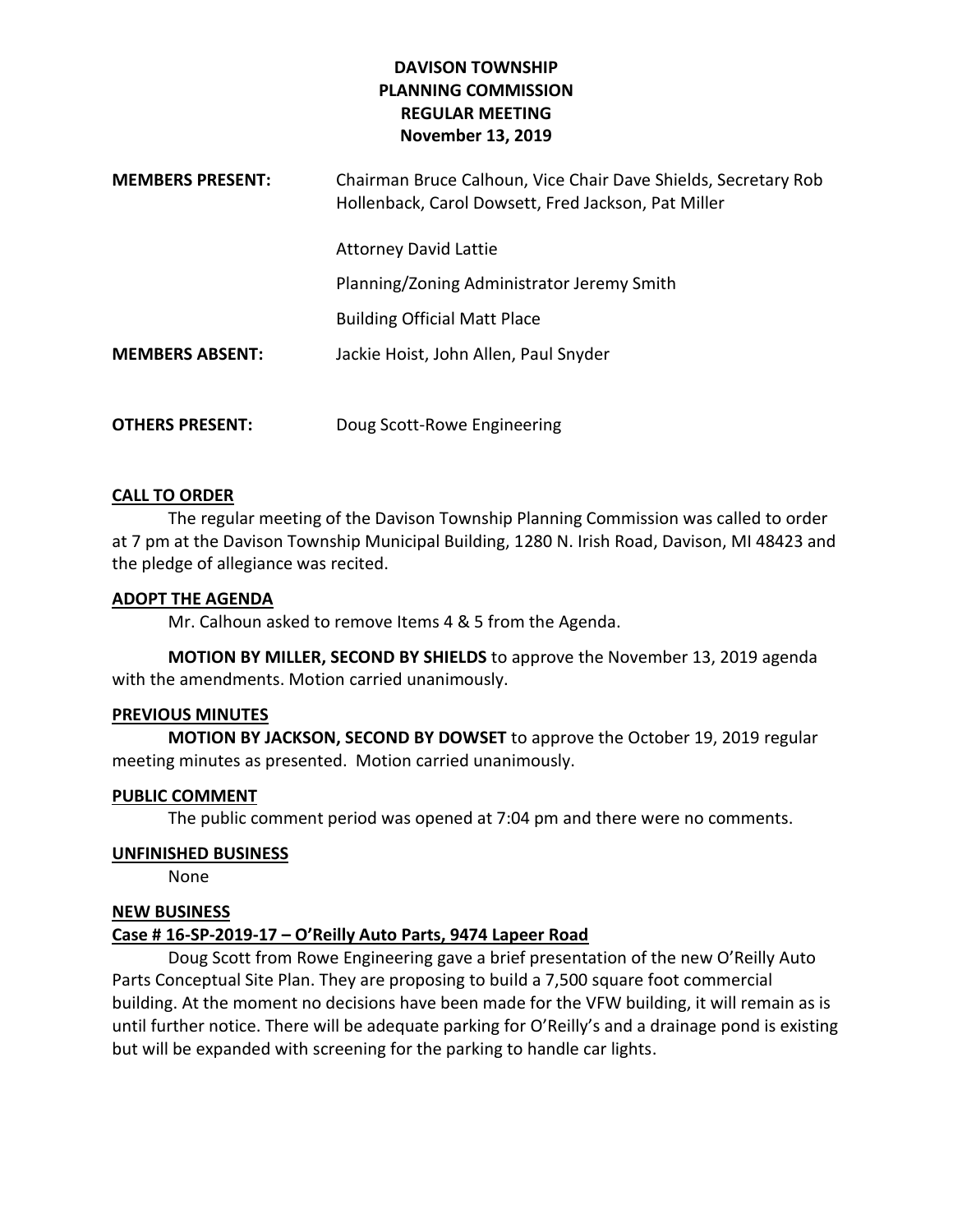# DAVISON TOWNSHIP
# PLANNING COMMISSION
# REGULAR MEETING
# November 13, 2019

**MEMBERS PRESENT:** Chairman Bruce Calhoun, Vice Chair Dave Shields, Secretary Rob Hollenback, Carol Dowsett, Fred Jackson, Pat Miller

Attorney David Lattie

Planning/Zoning Administrator Jeremy Smith

Building Official Matt Place

**MEMBERS ABSENT:** Jackie Hoist, John Allen, Paul Snyder

**OTHERS PRESENT:** Doug Scott-Rowe Engineering

**CALL TO ORDER**

The regular meeting of the Davison Township Planning Commission was called to order at 7 pm at the Davison Township Municipal Building, 1280 N. Irish Road, Davison, MI 48423 and the pledge of allegiance was recited.

**ADOPT THE AGENDA**

Mr. Calhoun asked to remove Items 4 & 5 from the Agenda.

**MOTION BY MILLER, SECOND BY SHIELDS** to approve the November 13, 2019 agenda with the amendments. Motion carried unanimously.

**PREVIOUS MINUTES**

**MOTION BY JACKSON, SECOND BY DOWSET** to approve the October 19, 2019 regular meeting minutes as presented. Motion carried unanimously.

**PUBLIC COMMENT**

The public comment period was opened at 7:04 pm and there were no comments.

**UNFINISHED BUSINESS**

None

**NEW BUSINESS**

**Case # 16-SP-2019-17 – O'Reilly Auto Parts, 9474 Lapeer Road**

Doug Scott from Rowe Engineering gave a brief presentation of the new O'Reilly Auto Parts Conceptual Site Plan. They are proposing to build a 7,500 square foot commercial building. At the moment no decisions have been made for the VFW building, it will remain as is until further notice. There will be adequate parking for O'Reilly's and a drainage pond is existing but will be expanded with screening for the parking to handle car lights.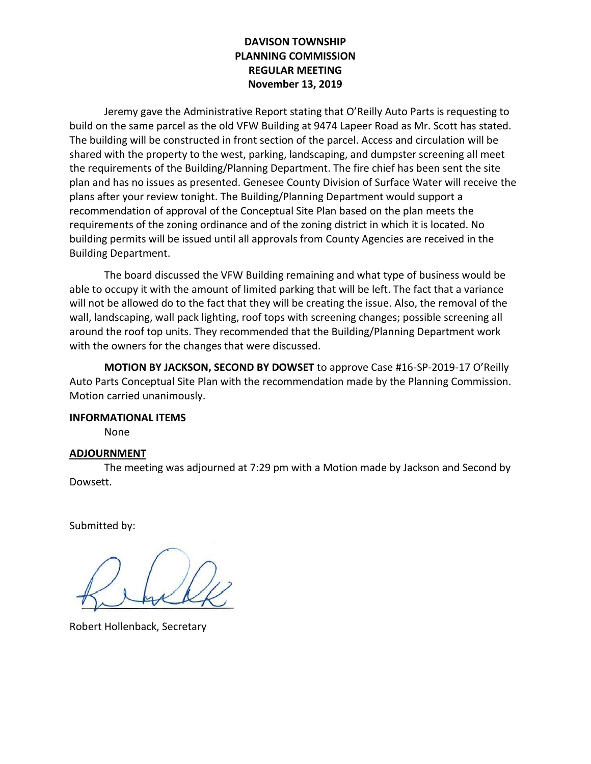**DAVISON TOWNSHIP**
**PLANNING COMMISSION**
**REGULAR MEETING**
**November 13, 2019**

Jeremy gave the Administrative Report stating that O'Reilly Auto Parts is requesting to build on the same parcel as the old VFW Building at 9474 Lapeer Road as Mr. Scott has stated. The building will be constructed in front section of the parcel. Access and circulation will be shared with the property to the west, parking, landscaping, and dumpster screening all meet the requirements of the Building/Planning Department. The fire chief has been sent the site plan and has no issues as presented. Genesee County Division of Surface Water will receive the plans after your review tonight. The Building/Planning Department would support a recommendation of approval of the Conceptual Site Plan based on the plan meets the requirements of the zoning ordinance and of the zoning district in which it is located. No building permits will be issued until all approvals from County Agencies are received in the Building Department.

The board discussed the VFW Building remaining and what type of business would be able to occupy it with the amount of limited parking that will be left. The fact that a variance will not be allowed do to the fact that they will be creating the issue. Also, the removal of the wall, landscaping, wall pack lighting, roof tops with screening changes; possible screening all around the roof top units. They recommended that the Building/Planning Department work with the owners for the changes that were discussed.

**MOTION BY JACKSON, SECOND BY DOWSET** to approve Case #16-SP-2019-17 O'Reilly Auto Parts Conceptual Site Plan with the recommendation made by the Planning Commission. Motion carried unanimously.

**INFORMATIONAL ITEMS**

None

**ADJOURNMENT**

The meeting was adjourned at 7:29 pm with a Motion made by Jackson and Second by Dowsett.

Submitted by:

Robert Hollenback, Secretary